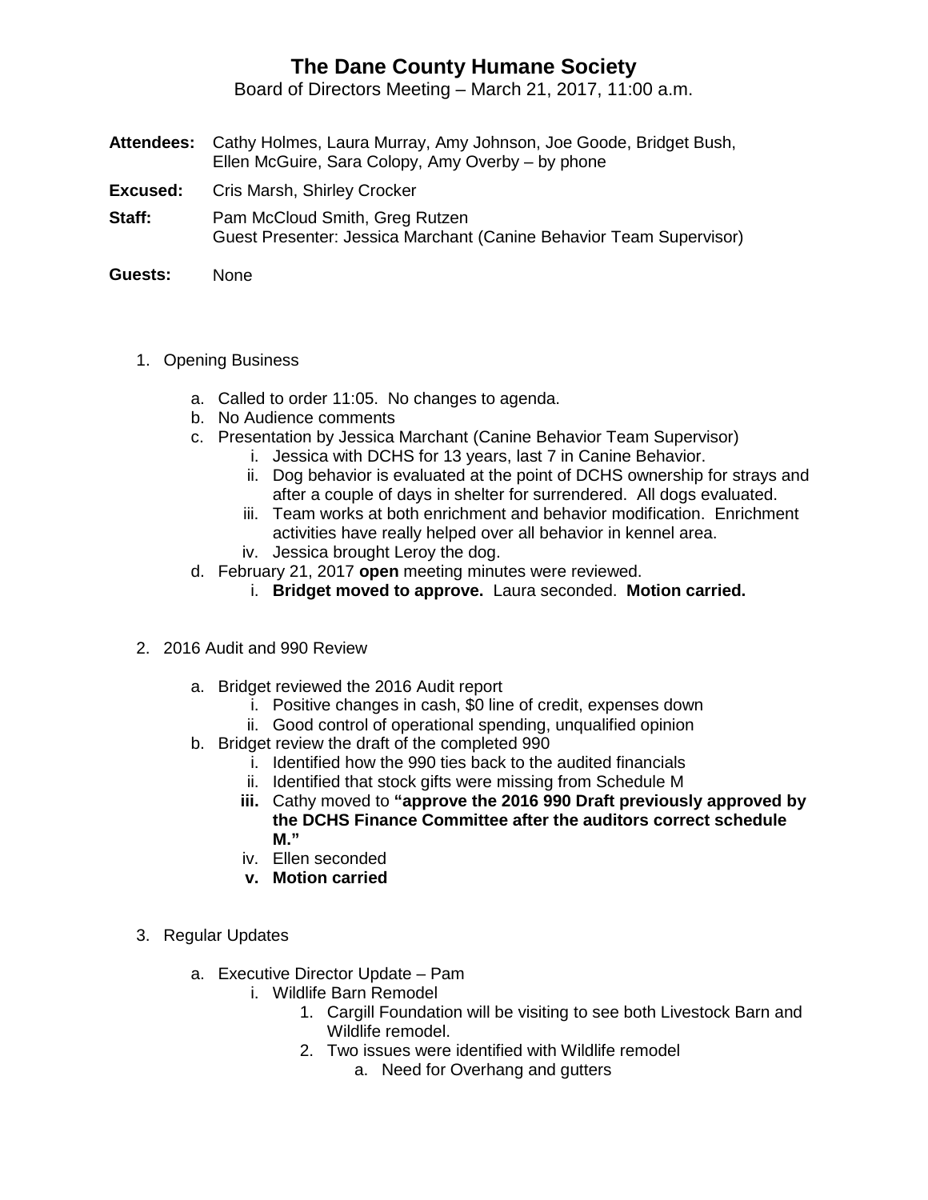# The Dane County Humane Society

Board of Directors Meeting – March 21, 2017, 11:00 a.m.

**Attendees:** Cathy Holmes, Laura Murray, Amy Johnson, Joe Goode, Bridget Bush, Ellen McGuire, Sara Colopy, Amy Overby – by phone

**Excused:** Cris Marsh, Shirley Crocker

**Staff:** Pam McCloud Smith, Greg Rutzen
Guest Presenter: Jessica Marchant (Canine Behavior Team Supervisor)

**Guests:** None

1. Opening Business
   a. Called to order 11:05. No changes to agenda.
   b. No Audience comments
   c. Presentation by Jessica Marchant (Canine Behavior Team Supervisor)
      i. Jessica with DCHS for 13 years, last 7 in Canine Behavior.
      ii. Dog behavior is evaluated at the point of DCHS ownership for strays and after a couple of days in shelter for surrendered. All dogs evaluated.
      iii. Team works at both enrichment and behavior modification. Enrichment activities have really helped over all behavior in kennel area.
      iv. Jessica brought Leroy the dog.
   d. February 21, 2017 **open** meeting minutes were reviewed.
      i. **Bridget moved to approve.** Laura seconded. **Motion carried.**

2. 2016 Audit and 990 Review
   a. Bridget reviewed the 2016 Audit report
      i. Positive changes in cash, $0 line of credit, expenses down
      ii. Good control of operational spending, unqualified opinion
   b. Bridget review the draft of the completed 990
      i. Identified how the 990 ties back to the audited financials
      ii. Identified that stock gifts were missing from Schedule M
      **iii.** Cathy moved to **"approve the 2016 990 Draft previously approved by the DCHS Finance Committee after the auditors correct schedule M."**
      iv. Ellen seconded
      **v. Motion carried**

3. Regular Updates
   a. Executive Director Update – Pam
      i. Wildlife Barn Remodel
         1. Cargill Foundation will be visiting to see both Livestock Barn and Wildlife remodel.
         2. Two issues were identified with Wildlife remodel
            a. Need for Overhang and gutters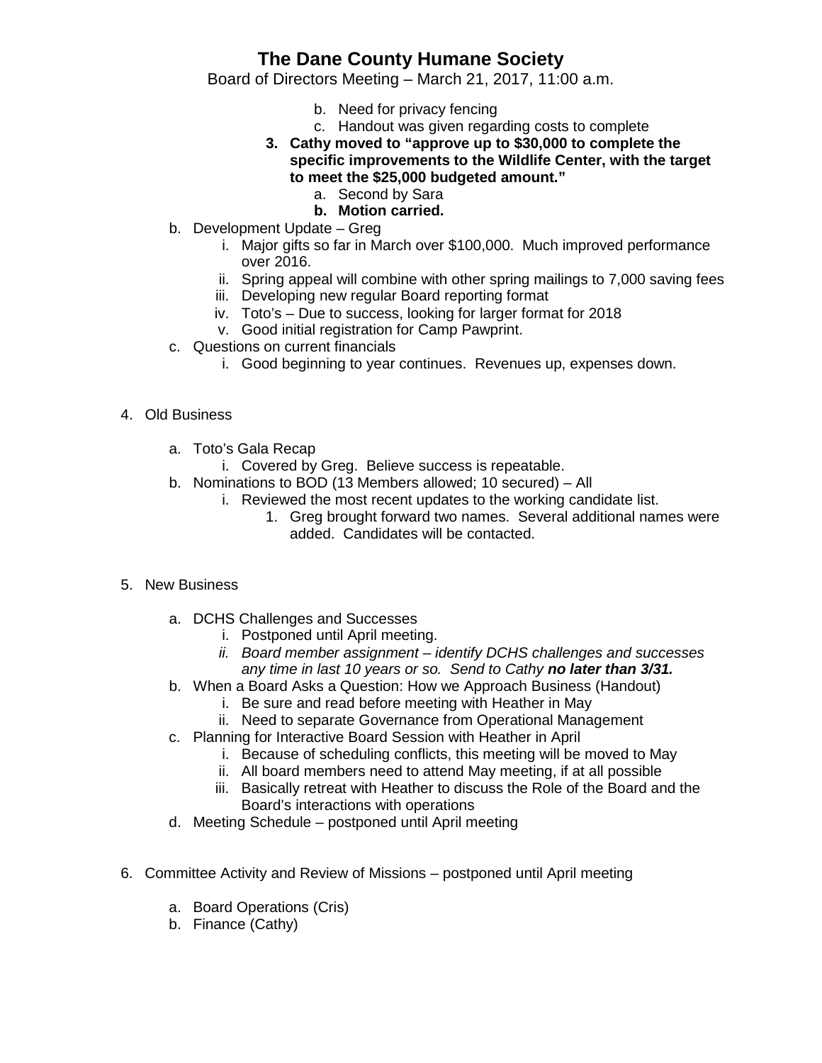b. Need for privacy fencing
c. Handout was given regarding costs to complete

**3. Cathy moved to "approve up to $30,000 to complete the specific improvements to the Wildlife Center, with the target to meet the $25,000 budgeted amount."**

a. Second by Sara
**b. Motion carried.**

b. Development Update – Greg
   i. Major gifts so far in March over $100,000. Much improved performance over 2016.
   ii. Spring appeal will combine with other spring mailings to 7,000 saving fees
   iii. Developing new regular Board reporting format
   iv. Toto's – Due to success, looking for larger format for 2018
   v. Good initial registration for Camp Pawprint.

c. Questions on current financials
   i. Good beginning to year continues. Revenues up, expenses down.

4. Old Business

   a. Toto's Gala Recap
      i. Covered by Greg. Believe success is repeatable.
   b. Nominations to BOD (13 Members allowed; 10 secured) – All
      i. Reviewed the most recent updates to the working candidate list.
         1. Greg brought forward two names. Several additional names were added. Candidates will be contacted.

5. New Business

   a. DCHS Challenges and Successes
      i. Postponed until April meeting.
      ii. *Board member assignment – identify DCHS challenges and successes any time in last 10 years or so. Send to Cathy* ***no later than 3/31.***
   b. When a Board Asks a Question: How we Approach Business (Handout)
      i. Be sure and read before meeting with Heather in May
      ii. Need to separate Governance from Operational Management
   c. Planning for Interactive Board Session with Heather in April
      i. Because of scheduling conflicts, this meeting will be moved to May
      ii. All board members need to attend May meeting, if at all possible
      iii. Basically retreat with Heather to discuss the Role of the Board and the Board's interactions with operations
   d. Meeting Schedule – postponed until April meeting

6. Committee Activity and Review of Missions – postponed until April meeting

   a. Board Operations (Cris)
   b. Finance (Cathy)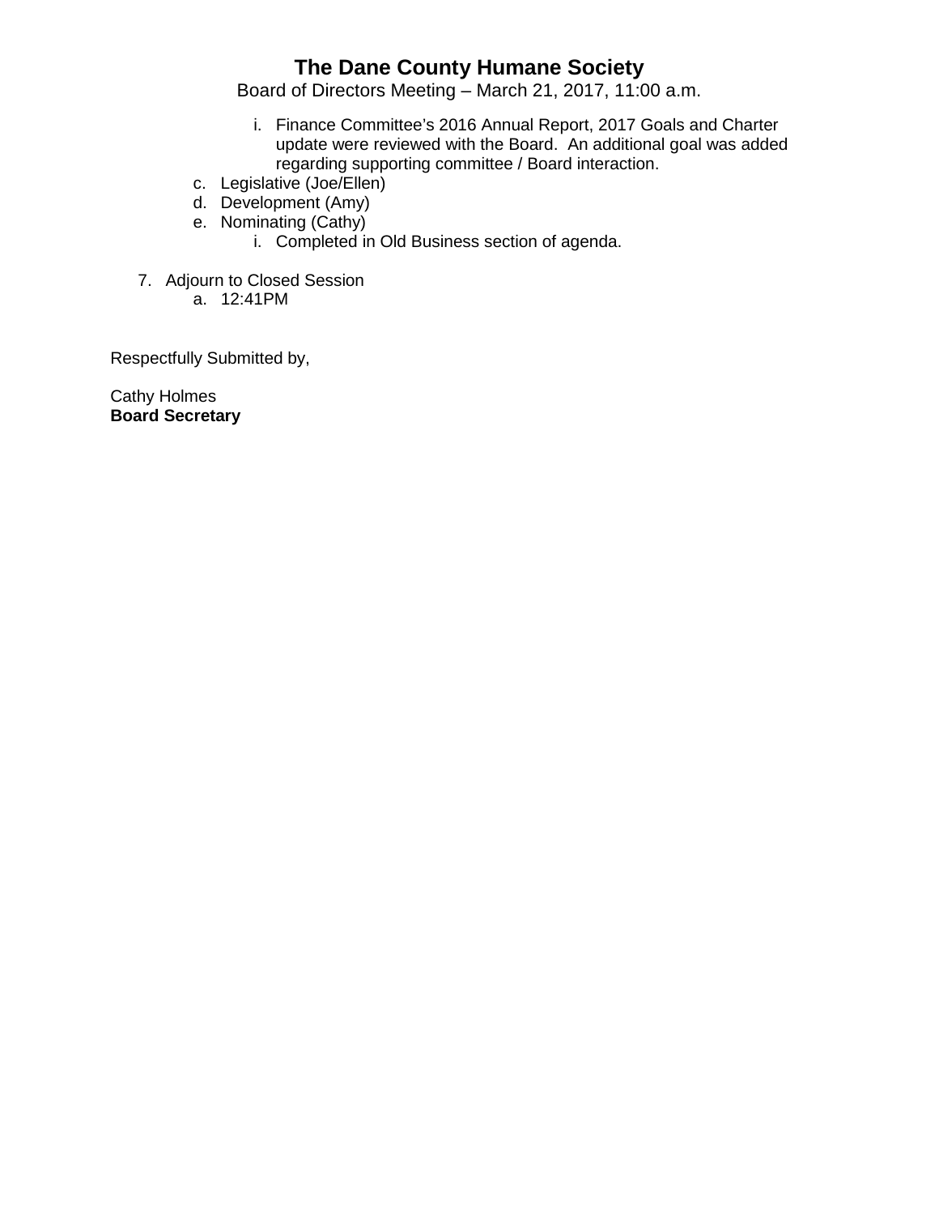i. Finance Committee's 2016 Annual Report, 2017 Goals and Charter update were reviewed with the Board. An additional goal was added regarding supporting committee / Board interaction.

c. Legislative (Joe/Ellen)
d. Development (Amy)
e. Nominating (Cathy)
    i. Completed in Old Business section of agenda.

7. Adjourn to Closed Session
    a. 12:41PM

Respectfully Submitted by,

Cathy Holmes
**Board Secretary**